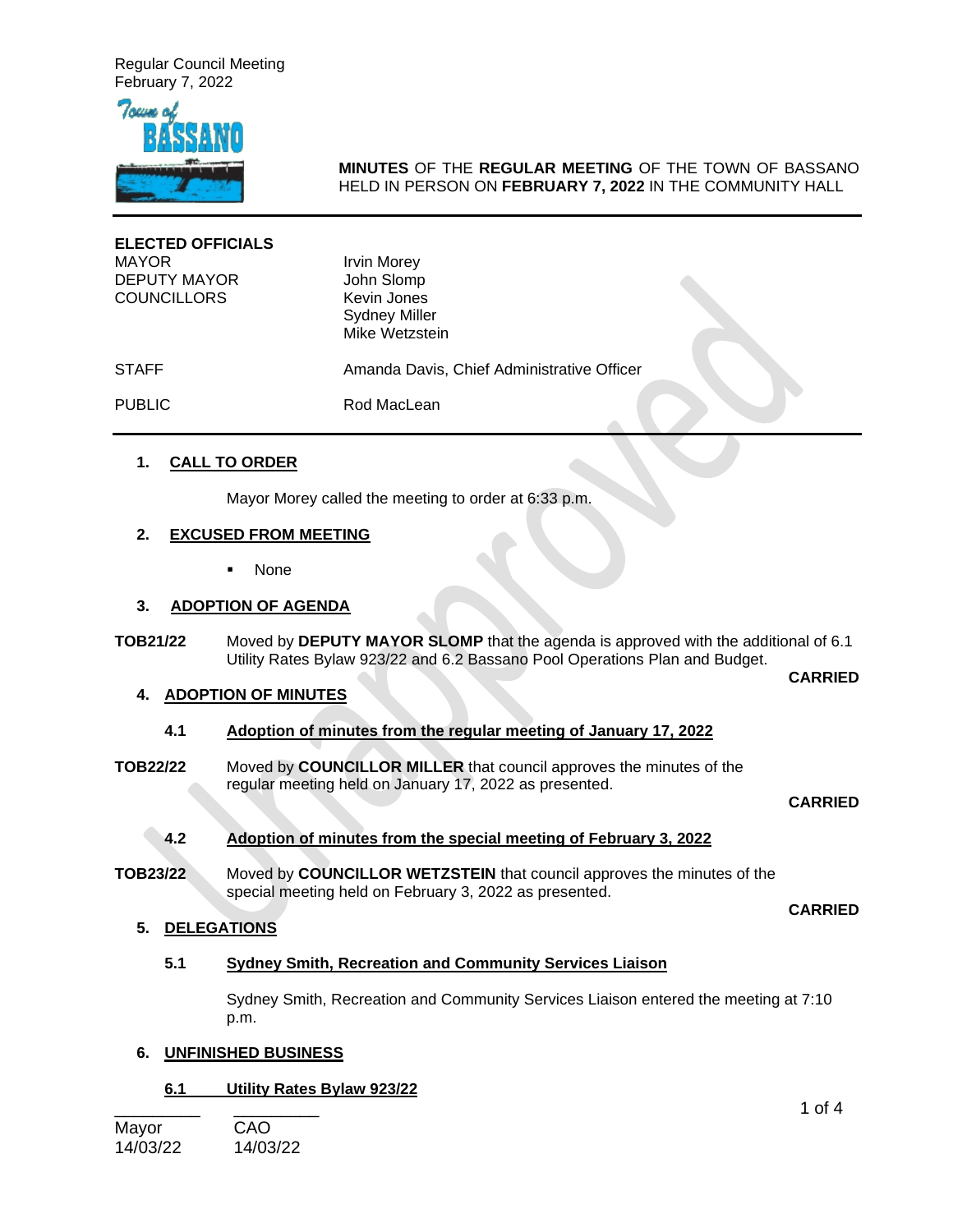Regular Council Meeting
February 7, 2022

**MINUTES** OF THE **REGULAR MEETING** OF THE TOWN OF BASSANO HELD IN PERSON ON **FEBRUARY 7, 2022** IN THE COMMUNITY HALL

| **ELECTED OFFICIALS** | |
|---|---|
| MAYOR | Irvin Morey |
| DEPUTY MAYOR | John Slomp |
| COUNCILLORS | Kevin Jones |
| | Sydney Miller |
| | Mike Wetzstein |
| STAFF | Amanda Davis, Chief Administrative Officer |
| PUBLIC | Rod MacLean |

## 1. CALL TO ORDER

Mayor Morey called the meeting to order at 6:33 p.m.

## 2. EXCUSED FROM MEETING

- None

## 3. ADOPTION OF AGENDA

**TOB21/22** Moved by **DEPUTY MAYOR SLOMP** that the agenda is approved with the additional of 6.1 Utility Rates Bylaw 923/22 and 6.2 Bassano Pool Operations Plan and Budget.

**CARRIED**

## 4. ADOPTION OF MINUTES

### 4.1 Adoption of minutes from the regular meeting of January 17, 2022

**TOB22/22** Moved by **COUNCILLOR MILLER** that council approves the minutes of the regular meeting held on January 17, 2022 as presented.

**CARRIED**

### 4.2 Adoption of minutes from the special meeting of February 3, 2022

**TOB23/22** Moved by **COUNCILLOR WETZSTEIN** that council approves the minutes of the special meeting held on February 3, 2022 as presented.

**CARRIED**

## 5. DELEGATIONS

### 5.1 Sydney Smith, Recreation and Community Services Liaison

Sydney Smith, Recreation and Community Services Liaison entered the meeting at 7:10 p.m.

## 6. UNFINISHED BUSINESS

### 6.1 Utility Rates Bylaw 923/22

\_\_\_\_\_\_\_\_\_ \_\_\_\_\_\_\_\_\_
Mayor CAO
14/03/22 14/03/22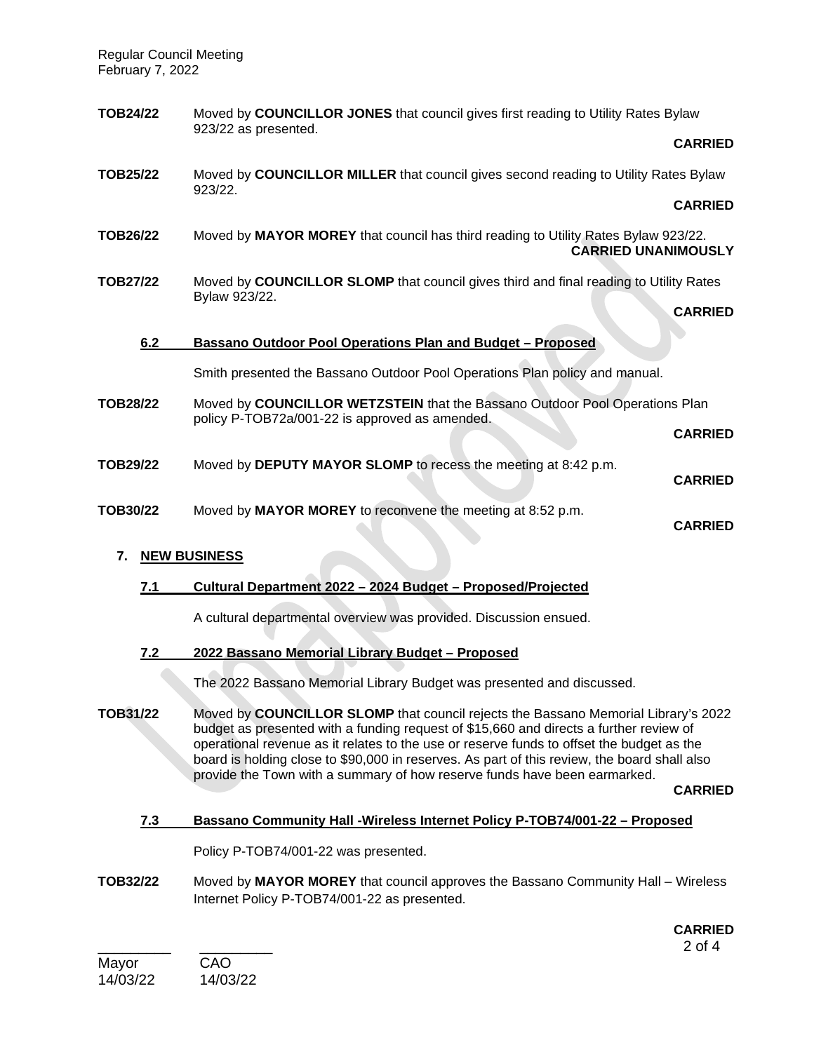**TOB24/22** Moved by **COUNCILLOR JONES** that council gives first reading to Utility Rates Bylaw 923/22 as presented.

**CARRIED**

**TOB25/22** Moved by **COUNCILLOR MILLER** that council gives second reading to Utility Rates Bylaw 923/22.

**CARRIED**

**TOB26/22** Moved by **MAYOR MOREY** that council has third reading to Utility Rates Bylaw 923/22.

**CARRIED UNANIMOUSLY**

**TOB27/22** Moved by **COUNCILLOR SLOMP** that council gives third and final reading to Utility Rates Bylaw 923/22.

**CARRIED**

### 6.2 Bassano Outdoor Pool Operations Plan and Budget – Proposed

Smith presented the Bassano Outdoor Pool Operations Plan policy and manual.

**TOB28/22** Moved by **COUNCILLOR WETZSTEIN** that the Bassano Outdoor Pool Operations Plan policy P-TOB72a/001-22 is approved as amended.

**CARRIED**

**TOB29/22** Moved by **DEPUTY MAYOR SLOMP** to recess the meeting at 8:42 p.m.

**CARRIED**

**TOB30/22** Moved by **MAYOR MOREY** to reconvene the meeting at 8:52 p.m.

**CARRIED**

## 7. NEW BUSINESS

### 7.1 Cultural Department 2022 – 2024 Budget – Proposed/Projected

A cultural departmental overview was provided. Discussion ensued.

### 7.2 2022 Bassano Memorial Library Budget – Proposed

The 2022 Bassano Memorial Library Budget was presented and discussed.

**TOB31/22** Moved by **COUNCILLOR SLOMP** that council rejects the Bassano Memorial Library's 2022 budget as presented with a funding request of $15,660 and directs a further review of operational revenue as it relates to the use or reserve funds to offset the budget as the board is holding close to $90,000 in reserves. As part of this review, the board shall also provide the Town with a summary of how reserve funds have been earmarked.

**CARRIED**

### 7.3 Bassano Community Hall -Wireless Internet Policy P-TOB74/001-22 – Proposed

Policy P-TOB74/001-22 was presented.

**TOB32/22** Moved by **MAYOR MOREY** that council approves the Bassano Community Hall – Wireless Internet Policy P-TOB74/001-22 as presented.

**CARRIED**

Mayor 14/03/22 &nbsp;&nbsp;&nbsp; CAO 14/03/22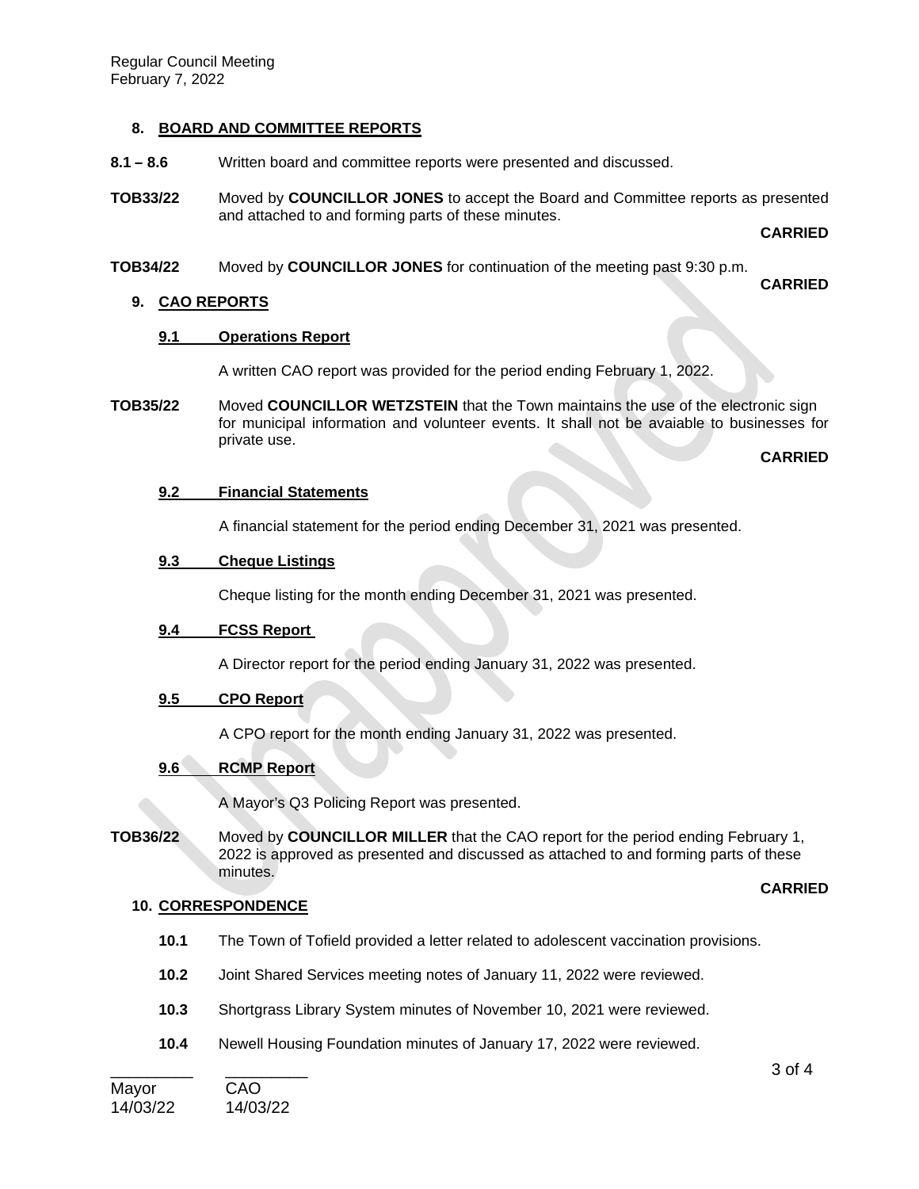## 8. BOARD AND COMMITTEE REPORTS

**8.1 – 8.6** Written board and committee reports were presented and discussed.

**TOB33/22** Moved by **COUNCILLOR JONES** to accept the Board and Committee reports as presented and attached to and forming parts of these minutes.

**CARRIED**

**TOB34/22** Moved by **COUNCILLOR JONES** for continuation of the meeting past 9:30 p.m.

**CARRIED**

## 9. CAO REPORTS

### 9.1 Operations Report

A written CAO report was provided for the period ending February 1, 2022.

**TOB35/22** Moved **COUNCILLOR WETZSTEIN** that the Town maintains the use of the electronic sign for municipal information and volunteer events. It shall not be avaiable to businesses for private use.

**CARRIED**

### 9.2 Financial Statements

A financial statement for the period ending December 31, 2021 was presented.

### 9.3 Cheque Listings

Cheque listing for the month ending December 31, 2021 was presented.

### 9.4 FCSS Report

A Director report for the period ending January 31, 2022 was presented.

### 9.5 CPO Report

A CPO report for the month ending January 31, 2022 was presented.

### 9.6 RCMP Report

A Mayor's Q3 Policing Report was presented.

**TOB36/22** Moved by **COUNCILLOR MILLER** that the CAO report for the period ending February 1, 2022 is approved as presented and discussed as attached to and forming parts of these minutes.

**CARRIED**

## 10. CORRESPONDENCE

**10.1** The Town of Tofield provided a letter related to adolescent vaccination provisions.

**10.2** Joint Shared Services meeting notes of January 11, 2022 were reviewed.

**10.3** Shortgrass Library System minutes of November 10, 2021 were reviewed.

**10.4** Newell Housing Foundation minutes of January 17, 2022 were reviewed.

_________ _________
Mayor CAO
14/03/22 14/03/22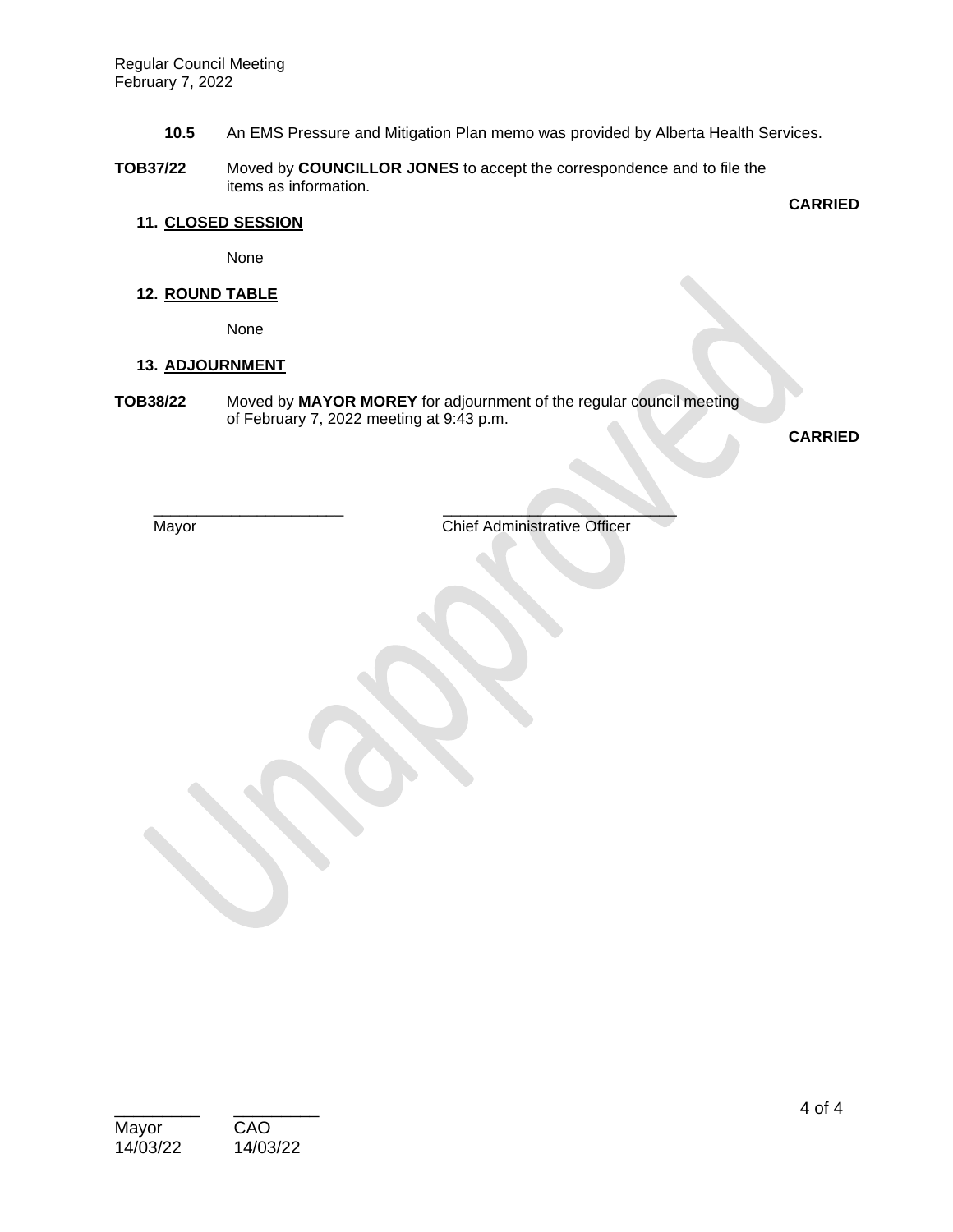**10.5** An EMS Pressure and Mitigation Plan memo was provided by Alberta Health Services.

**TOB37/22** Moved by **COUNCILLOR JONES** to accept the correspondence and to file the items as information.

**CARRIED**

## 11. CLOSED SESSION

None

## 12. ROUND TABLE

None

## 13. ADJOURNMENT

**TOB38/22** Moved by **MAYOR MOREY** for adjournment of the regular council meeting of February 7, 2022 meeting at 9:43 p.m.

**CARRIED**

\_\_\_\_\_\_\_\_\_\_\_\_\_\_\_\_\_\_\_\_\_\_ \_\_\_\_\_\_\_\_\_\_\_\_\_\_\_\_\_\_\_\_\_\_\_\_\_\_\_
Mayor Chief Administrative Officer

Unapproved

\_\_\_\_\_\_\_\_\_ \_\_\_\_\_\_\_\_\_
Mayor CAO
14/03/22 14/03/22